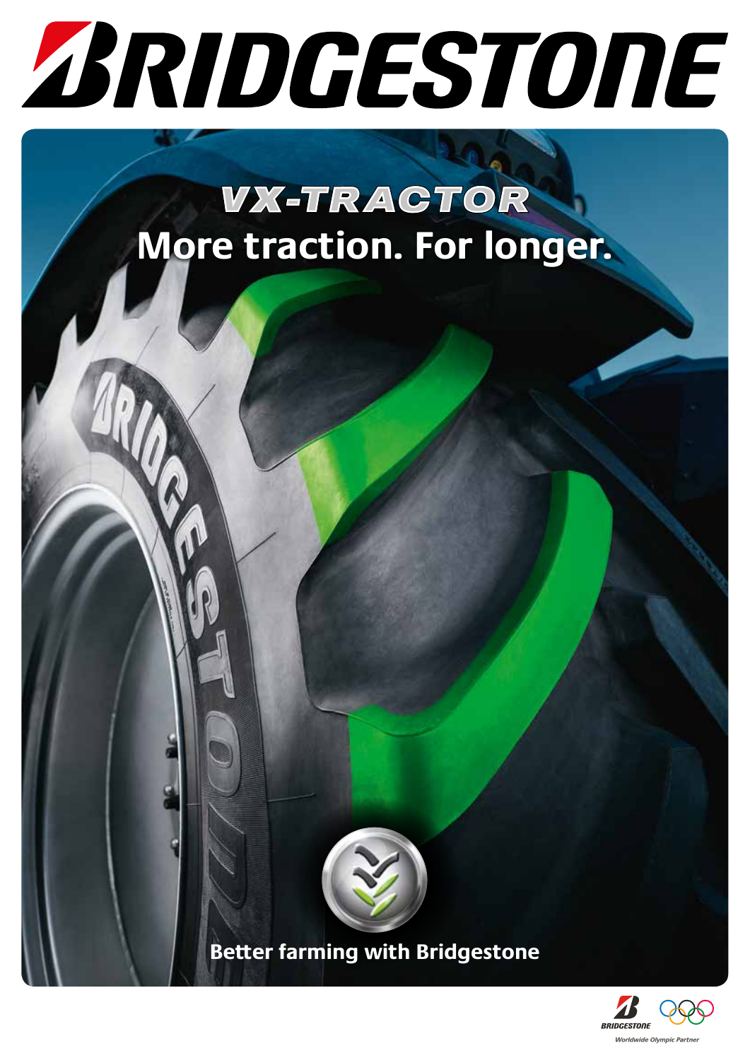# BRIDGESTONE

## VX-TRACTOR

## More traction. For longer.

**Better farming with Bridgestone**

BRIDGESTONE

*Worldwide Olympic Partner*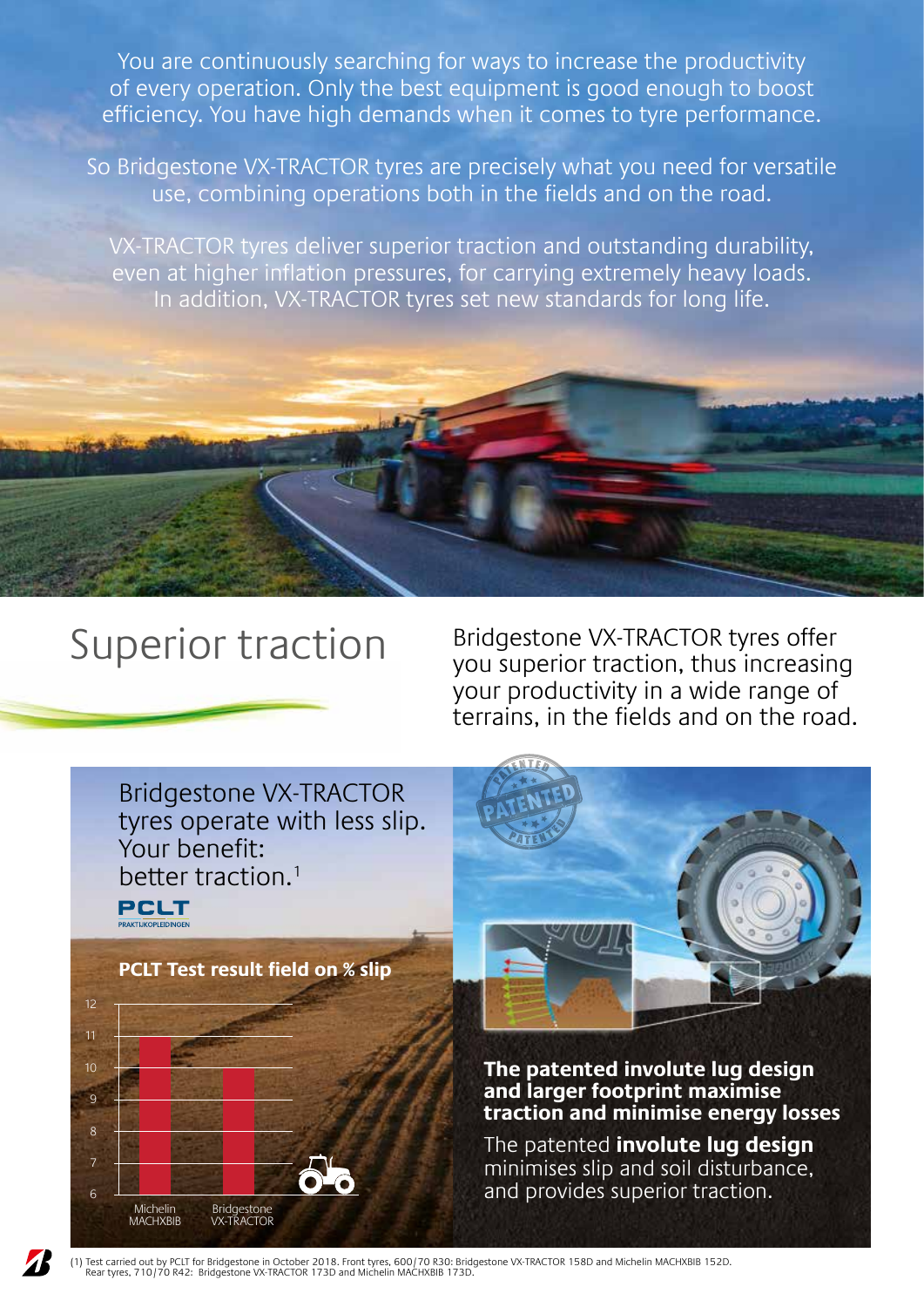You are continuously searching for ways to increase the productivity of every operation. Only the best equipment is good enough to boost efficiency. You have high demands when it comes to tyre performance.

So Bridgestone VX-TRACTOR tyres are precisely what you need for versatile use, combining operations both in the fields and on the road.

VX-TRACTOR tyres deliver superior traction and outstanding durability, even at higher inflation pressures, for carrying extremely heavy loads. In addition, VX-TRACTOR tyres set new standards for long life.

# Superior traction

Bridgestone VX-TRACTOR tyres offer you superior traction, thus increasing your productivity in a wide range of terrains, in the fields and on the road.

Bridgestone VX-TRACTOR tyres operate with less slip. Your benefit: better traction.[1]

PCLT
PRAKTIJKOPLEIDINGEN

**PCLT Test result field on % slip**

| Tyre | % slip |
|---|---|
| Michelin MACHXBIB | ~11 |
| Bridgestone VX-TRACTOR | ~10 |

PATENTED

**The patented involute lug design and larger footprint maximise traction and minimise energy losses**

The patented **involute lug design** minimises slip and soil disturbance, and provides superior traction.

(1) Test carried out by PCLT for Bridgestone in October 2018. Front tyres, 600/70 R30: Bridgestone VX-TRACTOR 158D and Michelin MACHXBIB 152D. Rear tyres, 710/70 R42: Bridgestone VX-TRACTOR 173D and Michelin MACHXBIB 173D.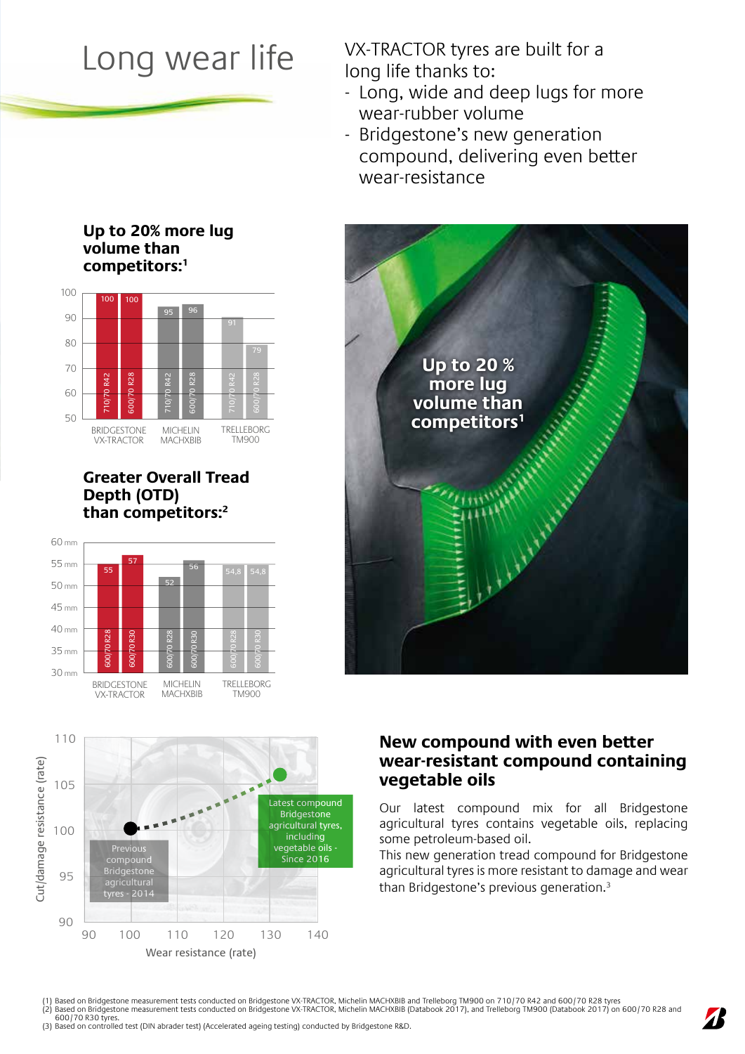# Long wear life

VX-TRACTOR tyres are built for a long life thanks to:

- Long, wide and deep lugs for more wear-rubber volume
- Bridgestone's new generation compound, delivering even better wear-resistance

**Up to 20% more lug volume than competitors:**[1]

| | 710/70 R42 | 600/70 R28 |
|---|---|---|
| BRIDGESTONE VX-TRACTOR | 100 | 100 |
| MICHELIN MACHXBIB | 95 | 96 |
| TRELLEBORG TM900 | 91 | 79 |

**Greater Overall Tread Depth (OTD) than competitors:**[2]

| | 600/70 R28 | 600/70 R30 |
|---|---|---|
| BRIDGESTONE VX-TRACTOR | 55 | 57 |
| MICHELIN MACHXBIB | 52 | 56 |
| TRELLEBORG TM900 | 54,8 | 54,8 |

Up to 20 % more lug volume than competitors[1]

Cut/damage resistance (rate) vs Wear resistance (rate):

- Previous compound Bridgestone agricultural tyres - 2014 (100, 100)
- Latest compound Bridgestone agricultural tyres, including vegetable oils - Since 2016 (~132, ~104)

## New compound with even better wear-resistant compound containing vegetable oils

Our latest compound mix for all Bridgestone agricultural tyres contains vegetable oils, replacing some petroleum-based oil.
This new generation tread compound for Bridgestone agricultural tyres is more resistant to damage and wear than Bridgestone's previous generation.[3]

(1) Based on Bridgestone measurement tests conducted on Bridgestone VX-TRACTOR, Michelin MACHXBIB and Trelleborg TM900 on 710/70 R42 and 600/70 R28 tyres
(2) Based on Bridgestone measurement tests conducted on Bridgestone VX-TRACTOR, Michelin MACHXBIB (Databook 2017), and Trelleborg TM900 (Databook 2017) on 600/70 R28 and 600/70 R30 tyres.
(3) Based on controlled test (DIN abrader test) (Accelerated ageing testing) conducted by Bridgestone R&D.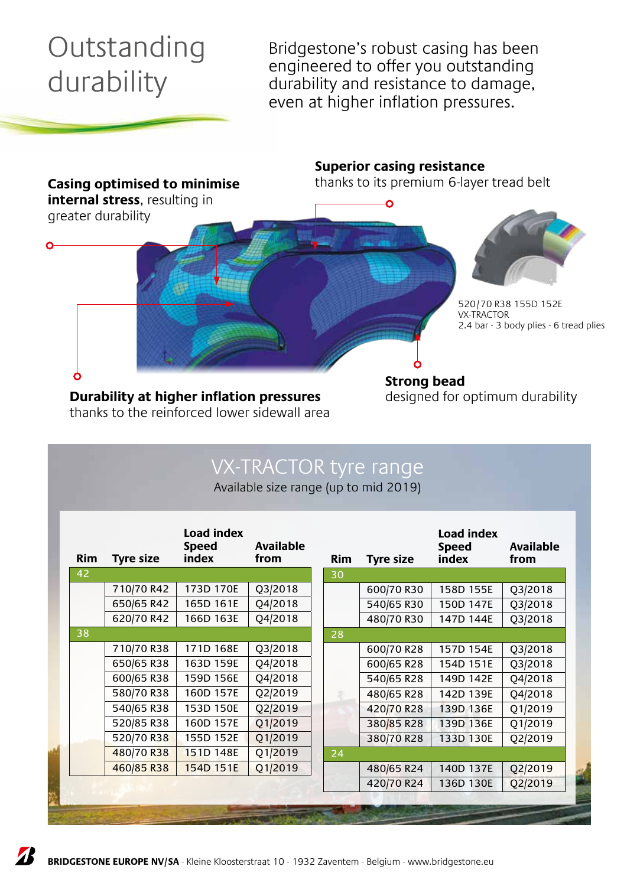# Outstanding durability

Bridgestone's robust casing has been engineered to offer you outstanding durability and resistance to damage, even at higher inflation pressures.

**Casing optimised to minimise internal stress**, resulting in greater durability

**Superior casing resistance**
thanks to its premium 6-layer tread belt

520/70 R38 155D 152E
VX-TRACTOR
2.4 bar - 3 body plies - 6 tread plies

**Durability at higher inflation pressures**
thanks to the reinforced lower sidewall area

**Strong bead**
designed for optimum durability

## VX-TRACTOR tyre range

Available size range (up to mid 2019)

| Rim | Tyre size | Load index Speed index | Available from |
|---|---|---|---|
| 42 | | | |
| | 710/70 R42 | 173D 170E | Q3/2018 |
| | 650/65 R42 | 165D 161E | Q4/2018 |
| | 620/70 R42 | 166D 163E | Q4/2018 |
| 38 | | | |
| | 710/70 R38 | 171D 168E | Q3/2018 |
| | 650/65 R38 | 163D 159E | Q4/2018 |
| | 600/65 R38 | 159D 156E | Q4/2018 |
| | 580/70 R38 | 160D 157E | Q2/2019 |
| | 540/65 R38 | 153D 150E | Q2/2019 |
| | 520/85 R38 | 160D 157E | Q1/2019 |
| | 520/70 R38 | 155D 152E | Q1/2019 |
| | 480/70 R38 | 151D 148E | Q1/2019 |
| | 460/85 R38 | 154D 151E | Q1/2019 |

| Rim | Tyre size | Load index Speed index | Available from |
|---|---|---|---|
| 30 | | | |
| | 600/70 R30 | 158D 155E | Q3/2018 |
| | 540/65 R30 | 150D 147E | Q3/2018 |
| | 480/70 R30 | 147D 144E | Q3/2018 |
| 28 | | | |
| | 600/70 R28 | 157D 154E | Q3/2018 |
| | 600/65 R28 | 154D 151E | Q3/2018 |
| | 540/65 R28 | 149D 142E | Q4/2018 |
| | 480/65 R28 | 142D 139E | Q4/2018 |
| | 420/70 R28 | 139D 136E | Q1/2019 |
| | 380/85 R28 | 139D 136E | Q1/2019 |
| | 380/70 R28 | 133D 130E | Q2/2019 |
| 24 | | | |
| | 480/65 R24 | 140D 137E | Q2/2019 |
| | 420/70 R24 | 136D 130E | Q2/2019 |

**BRIDGESTONE EUROPE NV/SA** - Kleine Kloosterstraat 10 - 1932 Zaventem - Belgium - www.bridgestone.eu